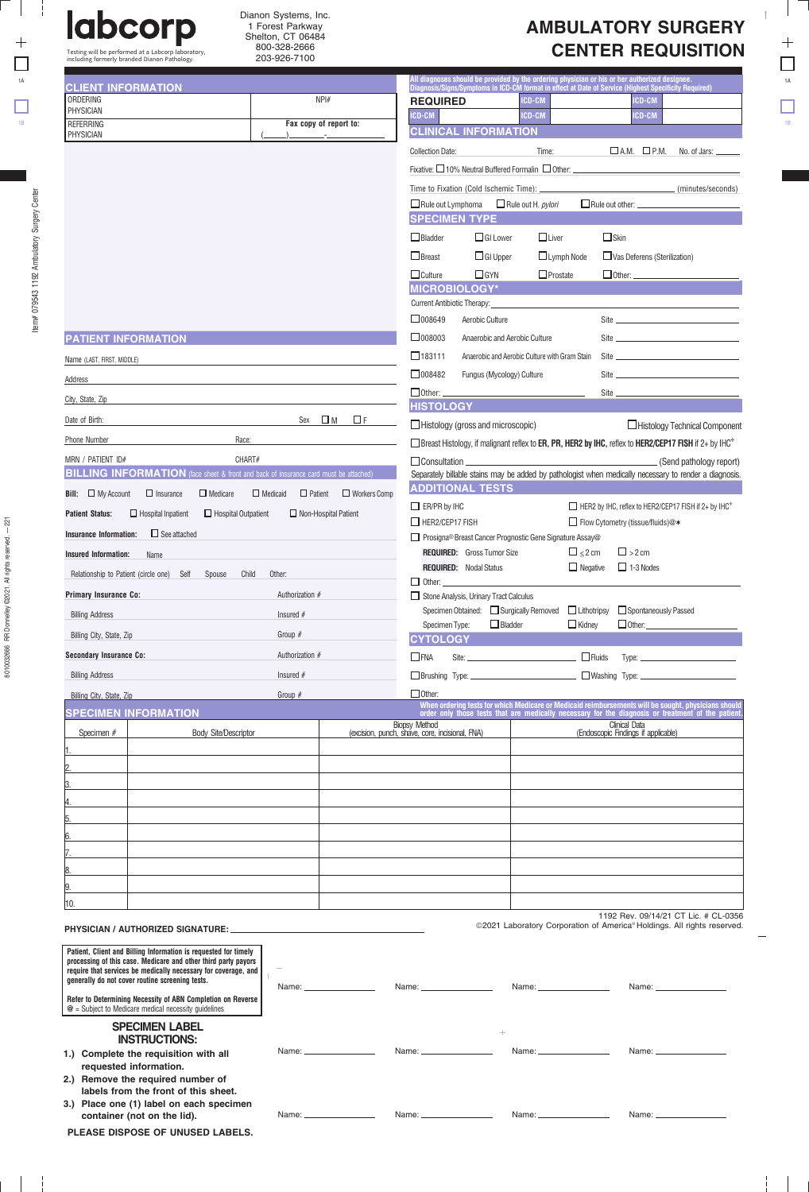# labcorp

Testing will be performed at a Labcorp laboratory, including formerly branded Dianon Pathology.

Dianon Systems, Inc.
1 Forest Parkway
Shelton, CT 06484
800-328-2666
203-926-7100

# AMBULATORY SURGERY CENTER REQUISITION

## CLIENT INFORMATION

| ORDERING PHYSICIAN | NPI# |
|---|---|
| REFERRING PHYSICIAN | Fax copy of report to: ( ) - |

## PATIENT INFORMATION

Name (LAST, FIRST, MIDDLE)

Address

City, State, Zip

Date of Birth: Sex ☐ M ☐ F

Phone Number Race:

MRN / PATIENT ID# CHART#

## BILLING INFORMATION (face sheet & front and back of insurance card must be attached)

**Bill:** ☐ My Account ☐ Insurance ☐ Medicare ☐ Medicaid ☐ Patient ☐ Workers Comp

**Patient Status:** ☐ Hospital Inpatient ☐ Hospital Outpatient ☐ Non-Hospital Patient

**Insurance Information:** ☐ See attached

**Insured Information:** Name

Relationship to Patient (circle one) Self Spouse Child Other:

**Primary Insurance Co:** Authorization #

Billing Address Insured #

Billing City, State, Zip Group #

**Secondary Insurance Co:** Authorization #

Billing Address Insured #

Billing City, State, Zip Group #

**All diagnoses should be provided by the ordering physician or his or her authorized designee. Diagnosis/Signs/Symptoms in ICD-CM format in effect at Date of Service (Highest Specificity Required)**

| REQUIRED | ICD-CM | | ICD-CM | |
|---|---|---|---|---|
| ICD-CM | | ICD-CM | | ICD-CM |

## CLINICAL INFORMATION

Collection Date: Time: ☐ A.M. ☐ P.M. No. of Jars:

Fixative: ☐ 10% Neutral Buffered Formalin ☐ Other:

Time to Fixation (Cold Ischemic Time): (minutes/seconds)

☐ Rule out Lymphoma ☐ Rule out H. *pylori* ☐ Rule out other:

## SPECIMEN TYPE

☐ Bladder ☐ GI Lower ☐ Liver ☐ Skin

☐ Breast ☐ GI Upper ☐ Lymph Node ☐ Vas Deferens (Sterilization)

☐ Culture ☐ GYN ☐ Prostate ☐ Other:

## MICROBIOLOGY*

Current Antibiotic Therapy:

☐ 008649 Aerobic Culture Site

☐ 008003 Anaerobic and Aerobic Culture Site

☐ 183111 Anaerobic and Aerobic Culture with Gram Stain Site

☐ 008482 Fungus (Mycology) Culture Site

☐ Other: Site

## HISTOLOGY

☐ Histology (gross and microscopic) ☐ Histology Technical Component

☐ Breast Histology, if malignant reflex to **ER, PR, HER2 by IHC,** reflex to **HER2/CEP17 FISH** if 2+ by IHC+

☐ Consultation (Send pathology report)

Separately billable stains may be added by pathologist when medically necessary to render a diagnosis.

## ADDITIONAL TESTS

☐ ER/PR by IHC ☐ HER2 by IHC, reflex to HER2/CEP17 FISH if 2+ by IHC+

☐ HER2/CEP17 FISH ☐ Flow Cytometry (tissue/fluids)@*

☐ Prosigna® Breast Cancer Prognostic Gene Signature Assay@

**REQUIRED:** Gross Tumor Size ☐ ≤ 2 cm ☐ > 2 cm

**REQUIRED:** Nodal Status ☐ Negative ☐ 1-3 Nodes

☐ Other:

☐ Stone Analysis, Urinary Tract Calculus

Specimen Obtained: ☐ Surgically Removed ☐ Lithotripsy ☐ Spontaneously Passed

Specimen Type: ☐ Bladder ☐ Kidney ☐ Other:

## CYTOLOGY

☐ FNA Site: ☐ Fluids Type:

☐ Brushing Type: ☐ Washing Type:

☐ Other:

**When ordering tests for which Medicare or Medicaid reimbursements will be sought, physicians should order only those tests that are medically necessary for the diagnosis or treatment of the patient.**

## SPECIMEN INFORMATION

| Specimen # | Body Site/Descriptor | Biopsy Method (excision, punch, shave, core, incisional, FNA) | Clinical Data (Endoscopic Findings if applicable) |
|---|---|---|---|
| 1. | | | |
| 2. | | | |
| 3. | | | |
| 4. | | | |
| 5. | | | |
| 6. | | | |
| 7. | | | |
| 8. | | | |
| 9. | | | |
| 10. | | | |

**PHYSICIAN / AUTHORIZED SIGNATURE:**

1192 Rev. 09/14/21 CT Lic. # CL-0356
©2021 Laboratory Corporation of America® Holdings. All rights reserved.

**Patient, Client and Billing Information is requested for timely processing of this case. Medicare and other third party payors require that services be medically necessary for coverage, and generally do not cover routine screening tests.**

**Refer to Determining Necessity of ABN Completion on Reverse**
@ = Subject to Medicare medical necessity guidelines

### SPECIMEN LABEL INSTRUCTIONS:

1.) Complete the requisition with all requested information.
2.) Remove the required number of labels from the front of this sheet.
3.) Place one (1) label on each specimen container (not on the lid).

**PLEASE DISPOSE OF UNUSED LABELS.**

Name: Name: Name: Name:

Name: Name: Name: Name:

Name: Name: Name: Name:

Item# 079543 1192 Ambulatory Surgery Center

8010033666 RR Donnelley ©2021. All rights reserved. — 221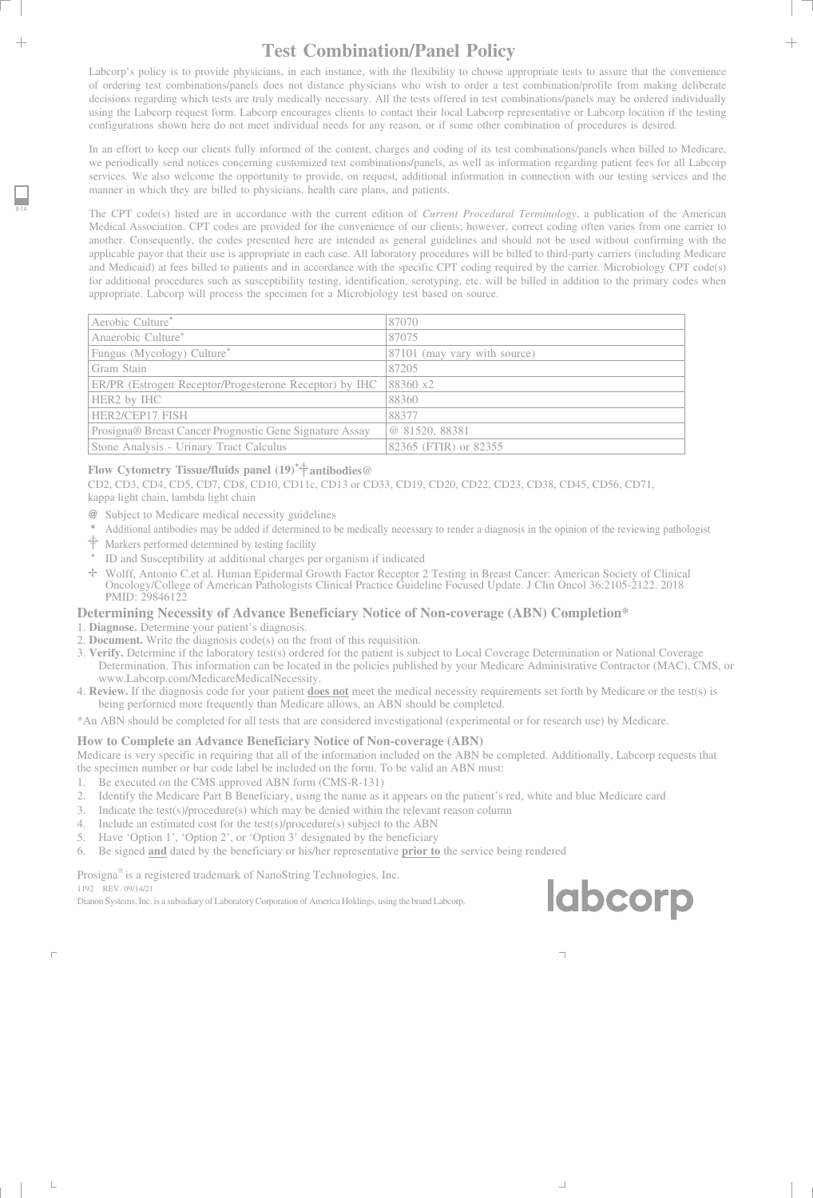# Test Combination/Panel Policy

Labcorp's policy is to provide physicians, in each instance, with the flexibility to choose appropriate tests to assure that the convenience of ordering test combinations/panels does not distance physicians who wish to order a test combination/profile from making deliberate decisions regarding which tests are truly medically necessary. All the tests offered in test combinations/panels may be ordered individually using the Labcorp request form. Labcorp encourages clients to contact their local Labcorp representative or Labcorp location if the testing configurations shown here do not meet individual needs for any reason, or if some other combination of procedures is desired.

In an effort to keep our clients fully informed of the content, charges and coding of its test combinations/panels when billed to Medicare, we periodically send notices concerning customized test combinations/panels, as well as information regarding patient fees for all Labcorp services. We also welcome the opportunity to provide, on request, additional information in connection with our testing services and the manner in which they are billed to physicians, health care plans, and patients.

The CPT code(s) listed are in accordance with the current edition of *Current Procedural Terminology*, a publication of the American Medical Association. CPT codes are provided for the convenience of our clients; however, correct coding often varies from one carrier to another. Consequently, the codes presented here are intended as general guidelines and should not be used without confirming with the applicable payor that their use is appropriate in each case. All laboratory procedures will be billed to third-party carriers (including Medicare and Medicaid) at fees billed to patients and in accordance with the specific CPT coding required by the carrier. Microbiology CPT code(s) for additional procedures such as susceptibility testing, identification, serotyping, etc. will be billed in addition to the primary codes when appropriate. Labcorp will process the specimen for a Microbiology test based on source.

| | |
|---|---|
| Aerobic Culture* | 87070 |
| Anaerobic Culture* | 87075 |
| Fungus (Mycology) Culture* | 87101 (may vary with source) |
| Gram Stain | 87205 |
| ER/PR (Estrogen Receptor/Progesterone Receptor) by IHC | 88360 x2 |
| HER2 by IHC | 88360 |
| HER2/CEP17 FISH | 88377 |
| Prosigna® Breast Cancer Prognostic Gene Signature Assay | @ 81520, 88381 |
| Stone Analysis - Urinary Tract Calculus | 82365 (FTIR) or 82355 |

**Flow Cytometry Tissue/fluids panel (19)*⌖ antibodies@**

CD2, CD3, CD4, CD5, CD7, CD8, CD10, CD11c, CD13 or CD33, CD19, CD20, CD22, CD23, CD38, CD45, CD56, CD71, kappa light chain, lambda light chain

- @ Subject to Medicare medical necessity guidelines
- \* Additional antibodies may be added if determined to be medically necessary to render a diagnosis in the opinion of the reviewing pathologist
- ⌖ Markers performed determined by testing facility
- \* ID and Susceptibility at additional charges per organism if indicated
- ✢ Wolff, Antonio C.et al. Human Epidermal Growth Factor Receptor 2 Testing in Breast Cancer: American Society of Clinical Oncology/College of American Pathologists Clinical Practice Guideline Focused Update. J Clin Oncol 36:2105-2122. 2018 PMID: 29846122

## Determining Necessity of Advance Beneficiary Notice of Non-coverage (ABN) Completion*

1. **Diagnose.** Determine your patient's diagnosis.
2. **Document.** Write the diagnosis code(s) on the front of this requisition.
3. **Verify.** Determine if the laboratory test(s) ordered for the patient is subject to Local Coverage Determination or National Coverage Determination. This information can be located in the policies published by your Medicare Administrative Contractor (MAC), CMS, or www.Labcorp.com/MedicareMedicalNecessity.
4. **Review.** If the diagnosis code for your patient **does not** meet the medical necessity requirements set forth by Medicare or the test(s) is being performed more frequently than Medicare allows, an ABN should be completed.

*An ABN should be completed for all tests that are considered investigational (experimental or for research use) by Medicare.

### How to Complete an Advance Beneficiary Notice of Non-coverage (ABN)

Medicare is very specific in requiring that all of the information included on the ABN be completed. Additionally, Labcorp requests that the specimen number or bar code label be included on the form. To be valid an ABN must:

1. Be executed on the CMS approved ABN form (CMS-R-131)
2. Identify the Medicare Part B Beneficiary, using the name as it appears on the patient's red, white and blue Medicare card
3. Indicate the test(s)/procedure(s) which may be denied within the relevant reason column
4. Include an estimated cost for the test(s)/procedure(s) subject to the ABN
5. Have 'Option 1', 'Option 2', or 'Option 3' designated by the beneficiary
6. Be signed **and** dated by the beneficiary or his/her representative **prior to** the service being rendered

Prosigna® is a registered trademark of NanoString Technologies, Inc.

1192 REV. 09/14/21

Dianon Systems, Inc. is a subsidiary of Laboratory Corporation of America Holdings, using the brand Labcorp.

labcorp